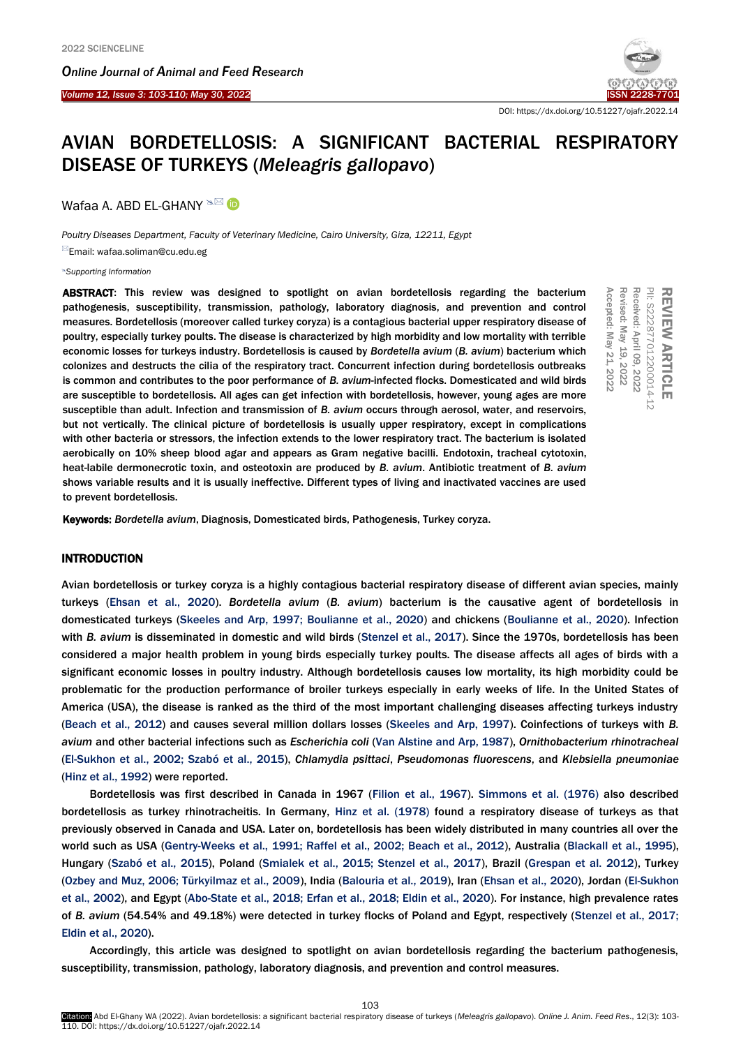# AVIAN BORDETELLOSIS: A SIGNIFICANT BACTERIAL RESPIRATORY DISEASE OF TURKEYS (*Meleagris gallopavo*)

Wafaa A. ABD EL-GHANY

*Poultry Diseases Department, Faculty of Veterinary Medicine, Cairo University, Giza, 12211, Egypt*

Email: wafaa.soliman@cu.edu.eg

*Supporting Information*

**REVIEW ARTICLE**
PII: S222877012200014-12
Received: April 09, 2022
Revised: May 19, 2022
Accepted: May 21, 2022

**ABSTRACT**: This review was designed to spotlight on avian bordetellosis regarding the bacterium pathogenesis, susceptibility, transmission, pathology, laboratory diagnosis, and prevention and control measures. Bordetellosis (moreover called turkey coryza) is a contagious bacterial upper respiratory disease of poultry, especially turkey poults. The disease is characterized by high morbidity and low mortality with terrible economic losses for turkeys industry. Bordetellosis is caused by *Bordetella avium* (*B. avium*) bacterium which colonizes and destructs the cilia of the respiratory tract. Concurrent infection during bordetellosis outbreaks is common and contributes to the poor performance of *B. avium*-infected flocks. Domesticated and wild birds are susceptible to bordetellosis. All ages can get infection with bordetellosis, however, young ages are more susceptible than adult. Infection and transmission of *B. avium* occurs through aerosol, water, and reservoirs, but not vertically. The clinical picture of bordetellosis is usually upper respiratory, except in complications with other bacteria or stressors, the infection extends to the lower respiratory tract. The bacterium is isolated aerobically on 10% sheep blood agar and appears as Gram negative bacilli. Endotoxin, tracheal cytotoxin, heat-labile dermonecrotic toxin, and osteotoxin are produced by *B. avium*. Antibiotic treatment of *B. avium* shows variable results and it is usually ineffective. Different types of living and inactivated vaccines are used to prevent bordetellosis.

**Keywords:** *Bordetella avium*, Diagnosis, Domesticated birds, Pathogenesis, Turkey coryza.

## INTRODUCTION

Avian bordetellosis or turkey coryza is a highly contagious bacterial respiratory disease of different avian species, mainly turkeys (Ehsan et al., 2020). *Bordetella avium* (*B. avium*) bacterium is the causative agent of bordetellosis in domesticated turkeys (Skeeles and Arp, 1997; Boulianne et al., 2020) and chickens (Boulianne et al., 2020). Infection with *B. avium* is disseminated in domestic and wild birds (Stenzel et al., 2017). Since the 1970s, bordetellosis has been considered a major health problem in young birds especially turkey poults. The disease affects all ages of birds with a significant economic losses in poultry industry. Although bordetellosis causes low mortality, its high morbidity could be problematic for the production performance of broiler turkeys especially in early weeks of life. In the United States of America (USA), the disease is ranked as the third of the most important challenging diseases affecting turkeys industry (Beach et al., 2012) and causes several million dollars losses (Skeeles and Arp, 1997). Coinfections of turkeys with *B. avium* and other bacterial infections such as *Escherichia coli* (Van Alstine and Arp, 1987), *Ornithobacterium rhinotracheal* (El-Sukhon et al., 2002; Szabó et al., 2015), *Chlamydia psittaci*, *Pseudomonas fluorescens*, and *Klebsiella pneumoniae* (Hinz et al., 1992) were reported.

Bordetellosis was first described in Canada in 1967 (Filion et al., 1967). Simmons et al. (1976) also described bordetellosis as turkey rhinotracheitis. In Germany, Hinz et al. (1978) found a respiratory disease of turkeys as that previously observed in Canada and USA. Later on, bordetellosis has been widely distributed in many countries all over the world such as USA (Gentry-Weeks et al., 1991; Raffel et al., 2002; Beach et al., 2012), Australia (Blackall et al., 1995), Hungary (Szabó et al., 2015), Poland (Smialek et al., 2015; Stenzel et al., 2017), Brazil (Grespan et al. 2012), Turkey (Ozbey and Muz, 2006; Türkyilmaz et al., 2009), India (Balouria et al., 2019), Iran (Ehsan et al., 2020), Jordan (El-Sukhon et al., 2002), and Egypt (Abo-State et al., 2018; Erfan et al., 2018; Eldin et al., 2020). For instance, high prevalence rates of *B. avium* (54.54% and 49.18%) were detected in turkey flocks of Poland and Egypt, respectively (Stenzel et al., 2017; Eldin et al., 2020).

Accordingly, this article was designed to spotlight on avian bordetellosis regarding the bacterium pathogenesis, susceptibility, transmission, pathology, laboratory diagnosis, and prevention and control measures.

Citation: Abd El-Ghany WA (2022). Avian bordetellosis: a significant bacterial respiratory disease of turkeys (*Meleagris gallopavo*). *Online J. Anim. Feed Res.*, 12(3): 103-110. DOI: https://dx.doi.org/10.51227/ojafr.2022.14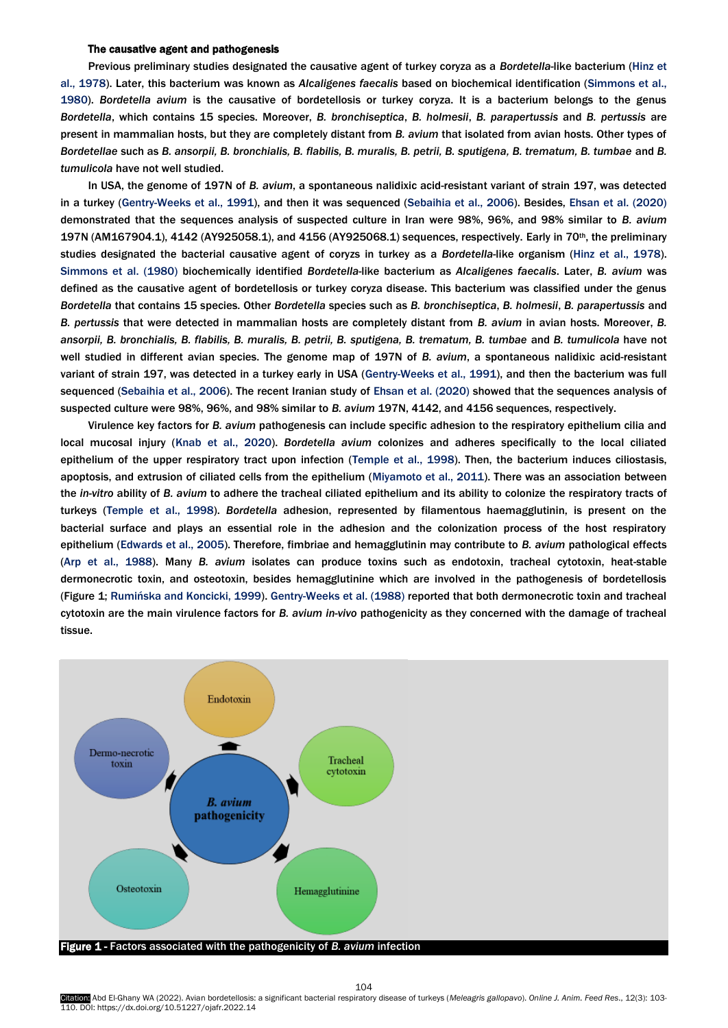### The causative agent and pathogenesis

Previous preliminary studies designated the causative agent of turkey coryza as a *Bordetella*-like bacterium (Hinz et al., 1978). Later, this bacterium was known as *Alcaligenes faecalis* based on biochemical identification (Simmons et al., 1980). *Bordetella avium* is the causative of bordetellosis or turkey coryza. It is a bacterium belongs to the genus *Bordetella*, which contains 15 species. Moreover, *B. bronchiseptica*, *B. holmesii*, *B. parapertussis* and *B. pertussis* are present in mammalian hosts, but they are completely distant from *B. avium* that isolated from avian hosts. Other types of *Bordetellae* such as *B. ansorpii, B. bronchialis, B. flabilis, B. muralis, B. petrii, B. sputigena, B. trematum, B. tumbae* and *B. tumulicola* have not well studied.

In USA, the genome of 197N of *B. avium*, a spontaneous nalidixic acid-resistant variant of strain 197, was detected in a turkey (Gentry-Weeks et al., 1991), and then it was sequenced (Sebaihia et al., 2006). Besides, Ehsan et al. (2020) demonstrated that the sequences analysis of suspected culture in Iran were 98%, 96%, and 98% similar to *B. avium* 197N (AM167904.1), 4142 (AY925058.1), and 4156 (AY925068.1) sequences, respectively. Early in 70th, the preliminary studies designated the bacterial causative agent of coryzs in turkey as a *Bordetella*-like organism (Hinz et al., 1978). Simmons et al. (1980) biochemically identified *Bordetella*-like bacterium as *Alcaligenes faecalis*. Later, *B. avium* was defined as the causative agent of bordetellosis or turkey coryza disease. This bacterium was classified under the genus *Bordetella* that contains 15 species. Other *Bordetella* species such as *B. bronchiseptica*, *B. holmesii*, *B. parapertussis* and *B. pertussis* that were detected in mammalian hosts are completely distant from *B. avium* in avian hosts. Moreover, *B. ansorpii, B. bronchialis, B. flabilis, B. muralis, B. petrii, B. sputigena, B. trematum, B. tumbae* and *B. tumulicola* have not well studied in different avian species. The genome map of 197N of *B. avium*, a spontaneous nalidixic acid-resistant variant of strain 197, was detected in a turkey early in USA (Gentry-Weeks et al., 1991), and then the bacterium was full sequenced (Sebaihia et al., 2006). The recent Iranian study of Ehsan et al. (2020) showed that the sequences analysis of suspected culture were 98%, 96%, and 98% similar to *B. avium* 197N, 4142, and 4156 sequences, respectively.

Virulence key factors for *B. avium* pathogenesis can include specific adhesion to the respiratory epithelium cilia and local mucosal injury (Knab et al., 2020). *Bordetella avium* colonizes and adheres specifically to the local ciliated epithelium of the upper respiratory tract upon infection (Temple et al., 1998). Then, the bacterium induces ciliostasis, apoptosis, and extrusion of ciliated cells from the epithelium (Miyamoto et al., 2011). There was an association between the *in-vitro* ability of *B. avium* to adhere the tracheal ciliated epithelium and its ability to colonize the respiratory tracts of turkeys (Temple et al., 1998). *Bordetella* adhesion, represented by filamentous haemagglutinin, is present on the bacterial surface and plays an essential role in the adhesion and the colonization process of the host respiratory epithelium (Edwards et al., 2005). Therefore, fimbriae and hemagglutinin may contribute to *B. avium* pathological effects (Arp et al., 1988). Many *B. avium* isolates can produce toxins such as endotoxin, tracheal cytotoxin, heat-stable dermonecrotic toxin, and osteotoxin, besides hemagglutinine which are involved in the pathogenesis of bordetellosis (Figure 1; Rumińska and Koncicki, 1999). Gentry-Weeks et al. (1988) reported that both dermonecrotic toxin and tracheal cytotoxin are the main virulence factors for *B. avium in-vivo* pathogenicity as they concerned with the damage of tracheal tissue.

**Figure 1** - Factors associated with the pathogenicity of *B. avium* infection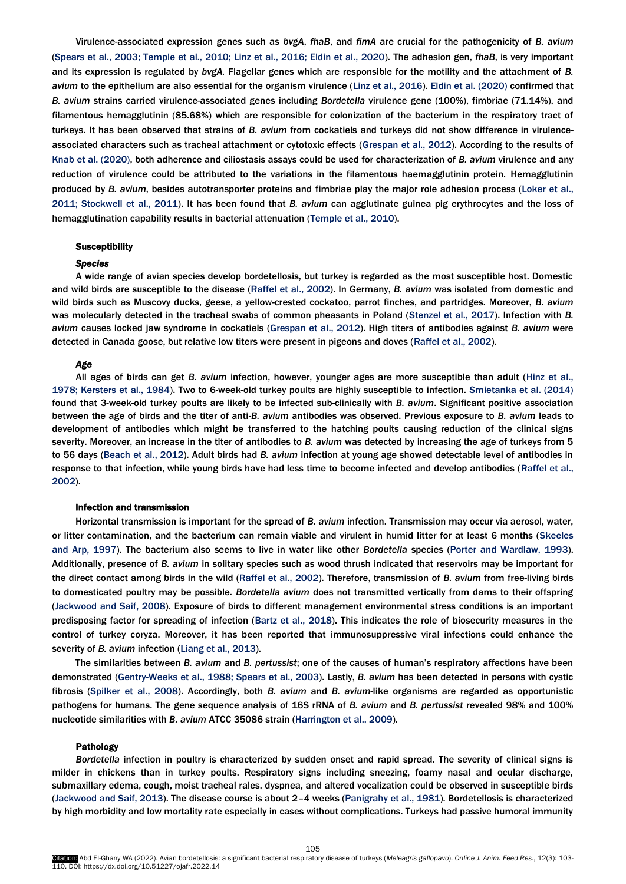Virulence-associated expression genes such as *bvgA*, *fhaB*, and *fimA* are crucial for the pathogenicity of *B. avium* (Spears et al., 2003; Temple et al., 2010; Linz et al., 2016; Eldin et al., 2020). The adhesion gen, *fhaB*, is very important and its expression is regulated by *bvgA.* Flagellar genes which are responsible for the motility and the attachment of *B. avium* to the epithelium are also essential for the organism virulence (Linz et al., 2016). Eldin et al. (2020) confirmed that *B. avium* strains carried virulence-associated genes including *Bordetella* virulence gene (100%), fimbriae (71.14%), and filamentous hemagglutinin (85.68%) which are responsible for colonization of the bacterium in the respiratory tract of turkeys. It has been observed that strains of *B. avium* from cockatiels and turkeys did not show difference in virulence-associated characters such as tracheal attachment or cytotoxic effects (Grespan et al., 2012). According to the results of Knab et al. (2020), both adherence and ciliostasis assays could be used for characterization of *B. avium* virulence and any reduction of virulence could be attributed to the variations in the filamentous haemagglutinin protein. Hemagglutinin produced by *B. avium*, besides autotransporter proteins and fimbriae play the major role adhesion process (Loker et al., 2011; Stockwell et al., 2011). It has been found that *B. avium* can agglutinate guinea pig erythrocytes and the loss of hemagglutination capability results in bacterial attenuation (Temple et al., 2010).

## Susceptibility

### *Species*

A wide range of avian species develop bordetellosis, but turkey is regarded as the most susceptible host. Domestic and wild birds are susceptible to the disease (Raffel et al., 2002). In Germany, *B. avium* was isolated from domestic and wild birds such as Muscovy ducks, geese, a yellow-crested cockatoo, parrot finches, and partridges. Moreover, *B. avium* was molecularly detected in the tracheal swabs of common pheasants in Poland (Stenzel et al., 2017). Infection with *B. avium* causes locked jaw syndrome in cockatiels (Grespan et al., 2012). High titers of antibodies against *B. avium* were detected in Canada goose, but relative low titers were present in pigeons and doves (Raffel et al., 2002).

### *Age*

All ages of birds can get *B. avium* infection, however, younger ages are more susceptible than adult (Hinz et al., 1978; Kersters et al., 1984). Two to 6-week-old turkey poults are highly susceptible to infection. Smietanka et al. (2014) found that 3-week-old turkey poults are likely to be infected sub-clinically with *B. avium*. Significant positive association between the age of birds and the titer of anti-*B. avium* antibodies was observed. Previous exposure to *B. avium* leads to development of antibodies which might be transferred to the hatching poults causing reduction of the clinical signs severity. Moreover, an increase in the titer of antibodies to *B. avium* was detected by increasing the age of turkeys from 5 to 56 days (Beach et al., 2012). Adult birds had *B. avium* infection at young age showed detectable level of antibodies in response to that infection, while young birds have had less time to become infected and develop antibodies (Raffel et al., 2002).

## Infection and transmission

Horizontal transmission is important for the spread of *B. avium* infection. Transmission may occur via aerosol, water, or litter contamination, and the bacterium can remain viable and virulent in humid litter for at least 6 months (Skeeles and Arp, 1997). The bacterium also seems to live in water like other *Bordetella* species (Porter and Wardlaw, 1993). Additionally, presence of *B. avium* in solitary species such as wood thrush indicated that reservoirs may be important for the direct contact among birds in the wild (Raffel et al., 2002). Therefore, transmission of *B. avium* from free-living birds to domesticated poultry may be possible. *Bordetella avium* does not transmitted vertically from dams to their offspring (Jackwood and Saif, 2008). Exposure of birds to different management environmental stress conditions is an important predisposing factor for spreading of infection (Bartz et al., 2018). This indicates the role of biosecurity measures in the control of turkey coryza. Moreover, it has been reported that immunosuppressive viral infections could enhance the severity of *B. avium* infection (Liang et al., 2013).

The similarities between *B. avium* and *B. pertussist*; one of the causes of human's respiratory affections have been demonstrated (Gentry-Weeks et al., 1988; Spears et al., 2003). Lastly, *B. avium* has been detected in persons with cystic fibrosis (Spilker et al., 2008). Accordingly, both *B. avium* and *B. avium*-like organisms are regarded as opportunistic pathogens for humans. The gene sequence analysis of 16S rRNA of *B. avium* and *B. pertussist* revealed 98% and 100% nucleotide similarities with *B. avium* ATCC 35086 strain (Harrington et al., 2009).

## Pathology

*Bordetella* infection in poultry is characterized by sudden onset and rapid spread. The severity of clinical signs is milder in chickens than in turkey poults. Respiratory signs including sneezing, foamy nasal and ocular discharge, submaxillary edema, cough, moist tracheal rales, dyspnea, and altered vocalization could be observed in susceptible birds (Jackwood and Saif, 2013). The disease course is about 2–4 weeks (Panigrahy et al., 1981). Bordetellosis is characterized by high morbidity and low mortality rate especially in cases without complications. Turkeys had passive humoral immunity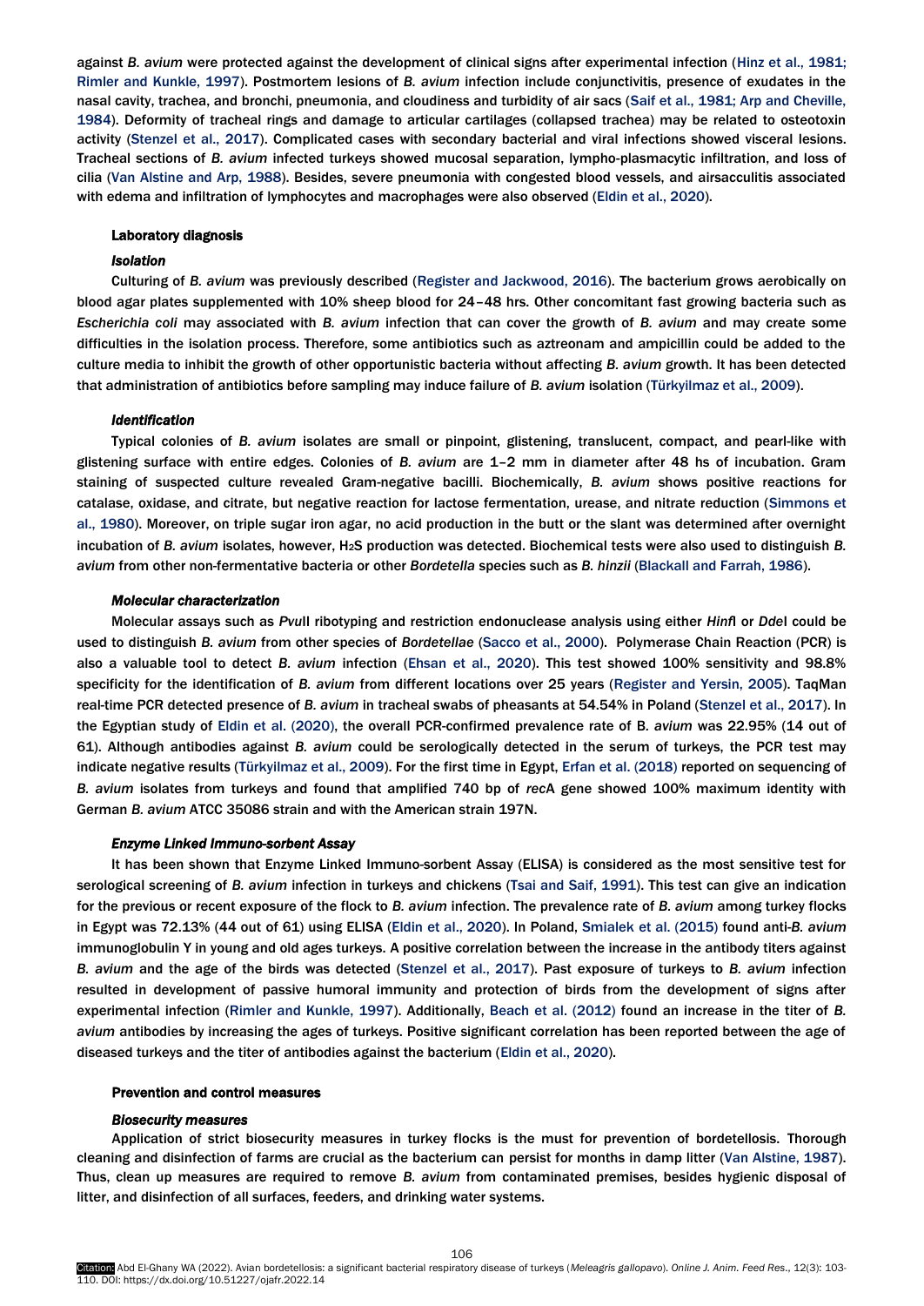against *B. avium* were protected against the development of clinical signs after experimental infection (Hinz et al., 1981; Rimler and Kunkle, 1997). Postmortem lesions of *B. avium* infection include conjunctivitis, presence of exudates in the nasal cavity, trachea, and bronchi, pneumonia, and cloudiness and turbidity of air sacs (Saif et al., 1981; Arp and Cheville, 1984). Deformity of tracheal rings and damage to articular cartilages (collapsed trachea) may be related to osteotoxin activity (Stenzel et al., 2017). Complicated cases with secondary bacterial and viral infections showed visceral lesions. Tracheal sections of *B. avium* infected turkeys showed mucosal separation, lympho-plasmacytic infiltration, and loss of cilia (Van Alstine and Arp, 1988). Besides, severe pneumonia with congested blood vessels, and airsacculitis associated with edema and infiltration of lymphocytes and macrophages were also observed (Eldin et al., 2020).

## Laboratory diagnosis

### *Isolation*

Culturing of *B. avium* was previously described (Register and Jackwood, 2016). The bacterium grows aerobically on blood agar plates supplemented with 10% sheep blood for 24–48 hrs. Other concomitant fast growing bacteria such as *Escherichia coli* may associated with *B. avium* infection that can cover the growth of *B. avium* and may create some difficulties in the isolation process. Therefore, some antibiotics such as aztreonam and ampicillin could be added to the culture media to inhibit the growth of other opportunistic bacteria without affecting *B. avium* growth. It has been detected that administration of antibiotics before sampling may induce failure of *B. avium* isolation (Türkyilmaz et al., 2009).

### *Identification*

Typical colonies of *B. avium* isolates are small or pinpoint, glistening, translucent, compact, and pearl-like with glistening surface with entire edges. Colonies of *B. avium* are 1–2 mm in diameter after 48 hs of incubation. Gram staining of suspected culture revealed Gram-negative bacilli. Biochemically, *B. avium* shows positive reactions for catalase, oxidase, and citrate, but negative reaction for lactose fermentation, urease, and nitrate reduction (Simmons et al., 1980). Moreover, on triple sugar iron agar, no acid production in the butt or the slant was determined after overnight incubation of *B. avium* isolates, however, $H_2S$ production was detected. Biochemical tests were also used to distinguish *B. avium* from other non-fermentative bacteria or other *Bordetella* species such as *B. hinzii* (Blackall and Farrah, 1986).

### *Molecular characterization*

Molecular assays such as *Pvu*II ribotyping and restriction endonuclease analysis using either *Hinf*I or *Dde*I could be used to distinguish *B. avium* from other species of *Bordetellae* (Sacco et al., 2000). Polymerase Chain Reaction (PCR) is also a valuable tool to detect *B. avium* infection (Ehsan et al., 2020). This test showed 100% sensitivity and 98.8% specificity for the identification of *B. avium* from different locations over 25 years (Register and Yersin, 2005). TaqMan real-time PCR detected presence of *B. avium* in tracheal swabs of pheasants at 54.54% in Poland (Stenzel et al., 2017). In the Egyptian study of Eldin et al. (2020), the overall PCR-confirmed prevalence rate of B. *avium* was 22.95% (14 out of 61). Although antibodies against *B. avium* could be serologically detected in the serum of turkeys, the PCR test may indicate negative results (Türkyilmaz et al., 2009). For the first time in Egypt, Erfan et al. (2018) reported on sequencing of *B. avium* isolates from turkeys and found that amplified 740 bp of *rec*A gene showed 100% maximum identity with German *B. avium* ATCC 35086 strain and with the American strain 197N.

### *Enzyme Linked Immuno-sorbent Assay*

It has been shown that Enzyme Linked Immuno-sorbent Assay (ELISA) is considered as the most sensitive test for serological screening of *B. avium* infection in turkeys and chickens (Tsai and Saif, 1991). This test can give an indication for the previous or recent exposure of the flock to *B. avium* infection. The prevalence rate of *B. avium* among turkey flocks in Egypt was 72.13% (44 out of 61) using ELISA (Eldin et al., 2020). In Poland, Smialek et al. (2015) found anti-*B. avium* immunoglobulin Y in young and old ages turkeys. A positive correlation between the increase in the antibody titers against *B. avium* and the age of the birds was detected (Stenzel et al., 2017). Past exposure of turkeys to *B. avium* infection resulted in development of passive humoral immunity and protection of birds from the development of signs after experimental infection (Rimler and Kunkle, 1997). Additionally, Beach et al. (2012) found an increase in the titer of *B. avium* antibodies by increasing the ages of turkeys. Positive significant correlation has been reported between the age of diseased turkeys and the titer of antibodies against the bacterium (Eldin et al., 2020).

## Prevention and control measures

### *Biosecurity measures*

Application of strict biosecurity measures in turkey flocks is the must for prevention of bordetellosis. Thorough cleaning and disinfection of farms are crucial as the bacterium can persist for months in damp litter (Van Alstine, 1987). Thus, clean up measures are required to remove *B. avium* from contaminated premises, besides hygienic disposal of litter, and disinfection of all surfaces, feeders, and drinking water systems.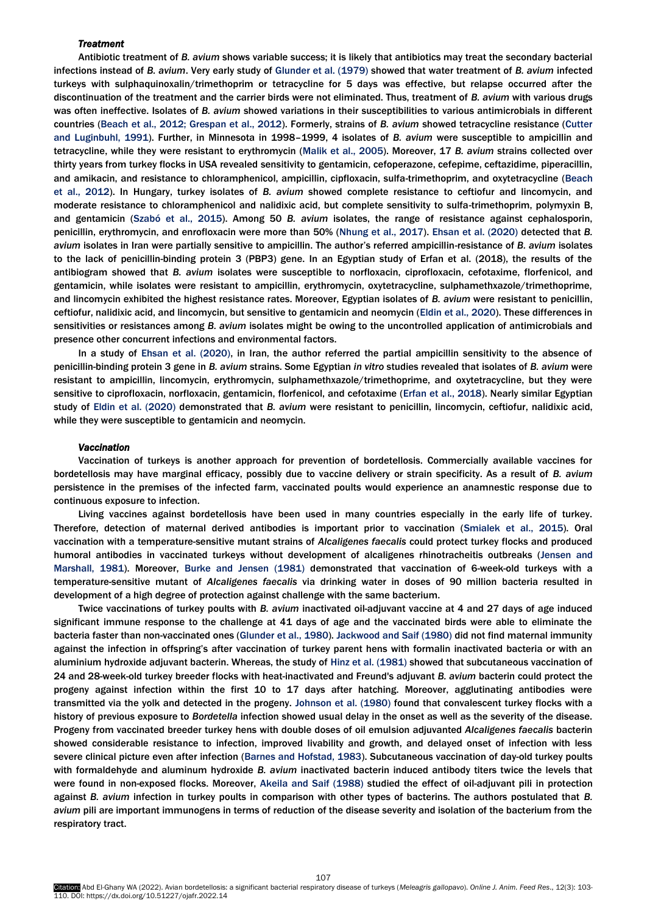### *Treatment*

Antibiotic treatment of *B. avium* shows variable success; it is likely that antibiotics may treat the secondary bacterial infections instead of *B. avium*. Very early study of Glunder et al. (1979) showed that water treatment of *B. avium* infected turkeys with sulphaquinoxalin/trimethoprim or tetracycline for 5 days was effective, but relapse occurred after the discontinuation of the treatment and the carrier birds were not eliminated. Thus, treatment of *B. avium* with various drugs was often ineffective. Isolates of *B. avium* showed variations in their susceptibilities to various antimicrobials in different countries (Beach et al., 2012; Grespan et al., 2012). Formerly, strains of *B. avium* showed tetracycline resistance (Cutter and Luginbuhl, 1991). Further, in Minnesota in 1998–1999, 4 isolates of *B. avium* were susceptible to ampicillin and tetracycline, while they were resistant to erythromycin (Malik et al., 2005). Moreover, 17 *B. avium* strains collected over thirty years from turkey flocks in USA revealed sensitivity to gentamicin, cefoperazone, cefepime, ceftazidime, piperacillin, and amikacin, and resistance to chloramphenicol, ampicillin, cipfloxacin, sulfa-trimethoprim, and oxytetracycline (Beach et al., 2012). In Hungary, turkey isolates of *B. avium* showed complete resistance to ceftiofur and lincomycin, and moderate resistance to chloramphenicol and nalidixic acid, but complete sensitivity to sulfa-trimethoprim, polymyxin B, and gentamicin (Szabó et al., 2015). Among 50 *B. avium* isolates, the range of resistance against cephalosporin, penicillin, erythromycin, and enrofloxacin were more than 50% (Nhung et al., 2017). Ehsan et al. (2020) detected that *B. avium* isolates in Iran were partially sensitive to ampicillin. The author's referred ampicillin-resistance of *B. avium* isolates to the lack of penicillin-binding protein 3 (PBP3) gene. In an Egyptian study of Erfan et al. (2018), the results of the antibiogram showed that *B. avium* isolates were susceptible to norfloxacin, ciprofloxacin, cefotaxime, florfenicol, and gentamicin, while isolates were resistant to ampicillin, erythromycin, oxytetracycline, sulphamethxazole/trimethoprime, and lincomycin exhibited the highest resistance rates. Moreover, Egyptian isolates of *B. avium* were resistant to penicillin, ceftiofur, nalidixic acid, and lincomycin, but sensitive to gentamicin and neomycin (Eldin et al., 2020). These differences in sensitivities or resistances among *B. avium* isolates might be owing to the uncontrolled application of antimicrobials and presence other concurrent infections and environmental factors.

In a study of Ehsan et al. (2020), in Iran, the author referred the partial ampicillin sensitivity to the absence of penicillin-binding protein 3 gene in *B. avium* strains. Some Egyptian *in vitro* studies revealed that isolates of *B. avium* were resistant to ampicillin, lincomycin, erythromycin, sulphamethxazole/trimethoprime, and oxytetracycline, but they were sensitive to ciprofloxacin, norfloxacin, gentamicin, florfenicol, and cefotaxime (Erfan et al., 2018). Nearly similar Egyptian study of Eldin et al. (2020) demonstrated that *B. avium* were resistant to penicillin, lincomycin, ceftiofur, nalidixic acid, while they were susceptible to gentamicin and neomycin.

### *Vaccination*

Vaccination of turkeys is another approach for prevention of bordetellosis. Commercially available vaccines for bordetellosis may have marginal efficacy, possibly due to vaccine delivery or strain specificity. As a result of *B. avium* persistence in the premises of the infected farm, vaccinated poults would experience an anamnestic response due to continuous exposure to infection.

Living vaccines against bordetellosis have been used in many countries especially in the early life of turkey. Therefore, detection of maternal derived antibodies is important prior to vaccination (Smialek et al., 2015). Oral vaccination with a temperature-sensitive mutant strains of *Alcaligenes faecalis* could protect turkey flocks and produced humoral antibodies in vaccinated turkeys without development of alcaligenes rhinotracheitis outbreaks (Jensen and Marshall, 1981). Moreover, Burke and Jensen (1981) demonstrated that vaccination of 6-week-old turkeys with a temperature-sensitive mutant of *Alcaligenes faecalis* via drinking water in doses of 90 million bacteria resulted in development of a high degree of protection against challenge with the same bacterium.

Twice vaccinations of turkey poults with *B. avium* inactivated oil-adjuvant vaccine at 4 and 27 days of age induced significant immune response to the challenge at 41 days of age and the vaccinated birds were able to eliminate the bacteria faster than non-vaccinated ones (Glunder et al., 1980). Jackwood and Saif (1980) did not find maternal immunity against the infection in offspring's after vaccination of turkey parent hens with formalin inactivated bacteria or with an aluminium hydroxide adjuvant bacterin. Whereas, the study of Hinz et al. (1981) showed that subcutaneous vaccination of 24 and 28-week-old turkey breeder flocks with heat-inactivated and Freund's adjuvant *B. avium* bacterin could protect the progeny against infection within the first 10 to 17 days after hatching. Moreover, agglutinating antibodies were transmitted via the yolk and detected in the progeny. Johnson et al. (1980) found that convalescent turkey flocks with a history of previous exposure to *Bordetella* infection showed usual delay in the onset as well as the severity of the disease. Progeny from vaccinated breeder turkey hens with double doses of oil emulsion adjuvanted *Alcaligenes faecalis* bacterin showed considerable resistance to infection, improved livability and growth, and delayed onset of infection with less severe clinical picture even after infection (Barnes and Hofstad, 1983). Subcutaneous vaccination of day-old turkey poults with formaldehyde and aluminum hydroxide *B. avium* inactivated bacterin induced antibody titers twice the levels that were found in non-exposed flocks. Moreover, Akeila and Saif (1988) studied the effect of oil-adjuvant pili in protection against *B. avium* infection in turkey poults in comparison with other types of bacterins. The authors postulated that *B. avium* pili are important immunogens in terms of reduction of the disease severity and isolation of the bacterium from the respiratory tract.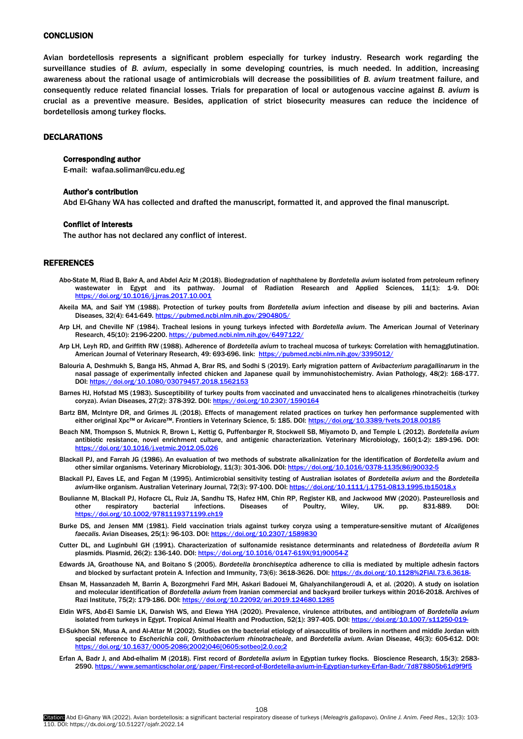## CONCLUSION

Avian bordetellosis represents a significant problem especially for turkey industry. Research work regarding the surveillance studies of *B. avium*, especially in some developing countries, is much needed. In addition, increasing awareness about the rational usage of antimicrobials will decrease the possibilities of *B. avium* treatment failure, and consequently reduce related financial losses. Trials for preparation of local or autogenous vaccine against *B. avium* is crucial as a preventive measure. Besides, application of strict biosecurity measures can reduce the incidence of bordetellosis among turkey flocks.

## DECLARATIONS

### Corresponding author

E-mail: wafaa.soliman@cu.edu.eg

### Author's contribution

Abd El-Ghany WA has collected and drafted the manuscript, formatted it, and approved the final manuscript.

### Conflict of interests

The author has not declared any conflict of interest.

## REFERENCES

Abo-State M, Riad B, Bakr A, and Abdel Aziz M (2018). Biodegradation of naphthalene by *Bordetella avium* isolated from petroleum refinery wastewater in Egypt and its pathway. Journal of Radiation Research and Applied Sciences, 11(1): 1-9. DOI: https://doi.org/10.1016/j.jrras.2017.10.001

Akeila MA, and Saif YM (1988). Protection of turkey poults from *Bordetella avium* infection and disease by pili and bacterins. Avian Diseases, 32(4): 641-649. https://pubmed.ncbi.nlm.nih.gov/2904805/

Arp LH, and Cheville NF (1984). Tracheal lesions in young turkeys infected with *Bordetella avium*. The American Journal of Veterinary Research, 45(10): 2196-2200. https://pubmed.ncbi.nlm.nih.gov/6497122/

Arp LH, Leyh RD, and Griffith RW (1988). Adherence of *Bordetella avium* to tracheal mucosa of turkeys: Correlation with hemagglutination. American Journal of Veterinary Research, 49: 693-696. link: https://pubmed.ncbi.nlm.nih.gov/3395012/

Balouria A, Deshmukh S, Banga HS, Ahmad A, Brar RS, and Sodhi S (2019). Early migration pattern of *Avibacterium paragallinarum* in the nasal passage of experimentally infected chicken and Japanese quail by immunohistochemistry. Avian Pathology, 48(2): 168-177. DOI: https://doi.org/10.1080/03079457.2018.1562153

Barnes HJ, Hofstad MS (1983). Susceptibility of turkey poults from vaccinated and unvaccinated hens to alcaligenes rhinotracheitis (turkey coryza). Avian Diseases, 27(2): 378-392. DOI: https://doi.org/10.2307/1590164

Bartz BM, McIntyre DR, and Grimes JL (2018). Effects of management related practices on turkey hen performance supplemented with either original Xpc™ or Avicare™. Frontiers in Veterinary Science, 5: 185. DOI: https://doi.org/10.3389/fvets.2018.00185

Beach NM, Thompson S, Mutnick R, Brown L, Kettig G, Puffenbarger R, Stockwell SB, Miyamoto D, and Temple L (2012). *Bordetella avium* antibiotic resistance, novel enrichment culture, and antigenic characterization. Veterinary Microbiology, 160(1-2): 189-196. DOI: https://doi.org/10.1016/j.vetmic.2012.05.026

Blackall PJ, and Farrah JG (1986). An evaluation of two methods of substrate alkalinization for the identification of *Bordetella avium* and other similar organisms. Veterinary Microbiology, 11(3): 301-306. DOI: https://doi.org/10.1016/0378-1135(86)90032-5

Blackall PJ, Eaves LE, and Fegan M (1995). Antimicrobial sensitivity testing of Australian isolates of *Bordetella avium* and the *Bordetella avium*-like organism. Australian Veterinary Journal, 72(3): 97-100. DOI: https://doi.org/10.1111/j.1751-0813.1995.tb15018.x

Boulianne M, Blackall PJ, Hofacre CL, Ruiz JA, Sandhu TS, Hafez HM, Chin RP, Register KB, and Jackwood MW (2020). Pasteurellosis and other respiratory bacterial infections. Diseases of Poultry, Wiley, UK. pp. 831-889. DOI: https://doi.org/10.1002/9781119371199.ch19

Burke DS, and Jensen MM (1981). Field vaccination trials against turkey coryza using a temperature-sensitive mutant of *Alcaligenes faecalis*. Avian Diseases, 25(1): 96-103. DOI: https://doi.org/10.2307/1589830

Cutter DL, and Luginbuhl GH (1991). Characterization of sulfonamide resistance determinants and relatedness of *Bordetella avium* R plasmids. Plasmid, 26(2): 136-140. DOI: https://doi.org/10.1016/0147-619X(91)90054-Z

Edwards JA, Groathouse NA, and Boitano S (2005). *Bordetella bronchiseptica* adherence to cilia is mediated by multiple adhesin factors and blocked by surfactant protein A. Infection and Immunity, 73(6): 3618-3626. DOI: https://dx.doi.org/10.1128%2FIAI.73.6.3618-

Ehsan M, Hassanzadeh M, Barrin A, Bozorgmehri Fard MH, Askari Badouei M, Ghalyanchilangeroudi A, et al. (2020). A study on isolation and molecular identification of *Bordetella avium* from Iranian commercial and backyard broiler turkeys within 2016-2018. Archives of Razi Institute, 75(2): 179-186. DOI: https://doi.org/10.22092/ari.2019.124680.1285

Eldin WFS, Abd-El Samie LK, Darwish WS, and Elewa YHA (2020). Prevalence, virulence attributes, and antibiogram of *Bordetella avium* isolated from turkeys in Egypt. Tropical Animal Health and Production, 52(1): 397-405. DOI: https://doi.org/10.1007/s11250-019-

El-Sukhon SN, Musa A, and Al-Attar M (2002). Studies on the bacterial etiology of airsacculitis of broilers in northern and middle Jordan with special reference to *Escherichia coli*, *Ornithobacterium rhinotracheale*, and *Bordetella avium*. Avian Disease, 46(3): 605-612. DOI: https://doi.org/10.1637/0005-2086(2002)046[0605:sotbeo]2.0.co;2

Erfan A, Badr J, and Abd-elhalim M (2018). First record of *Bordetella avium* in Egyptian turkey flocks. Bioscience Research, 15(3): 2583-2590. https://www.semanticscholar.org/paper/First-record-of-Bordetella-avium-in-Egyptian-turkey-Erfan-Badr/7d878805b61d9f9f5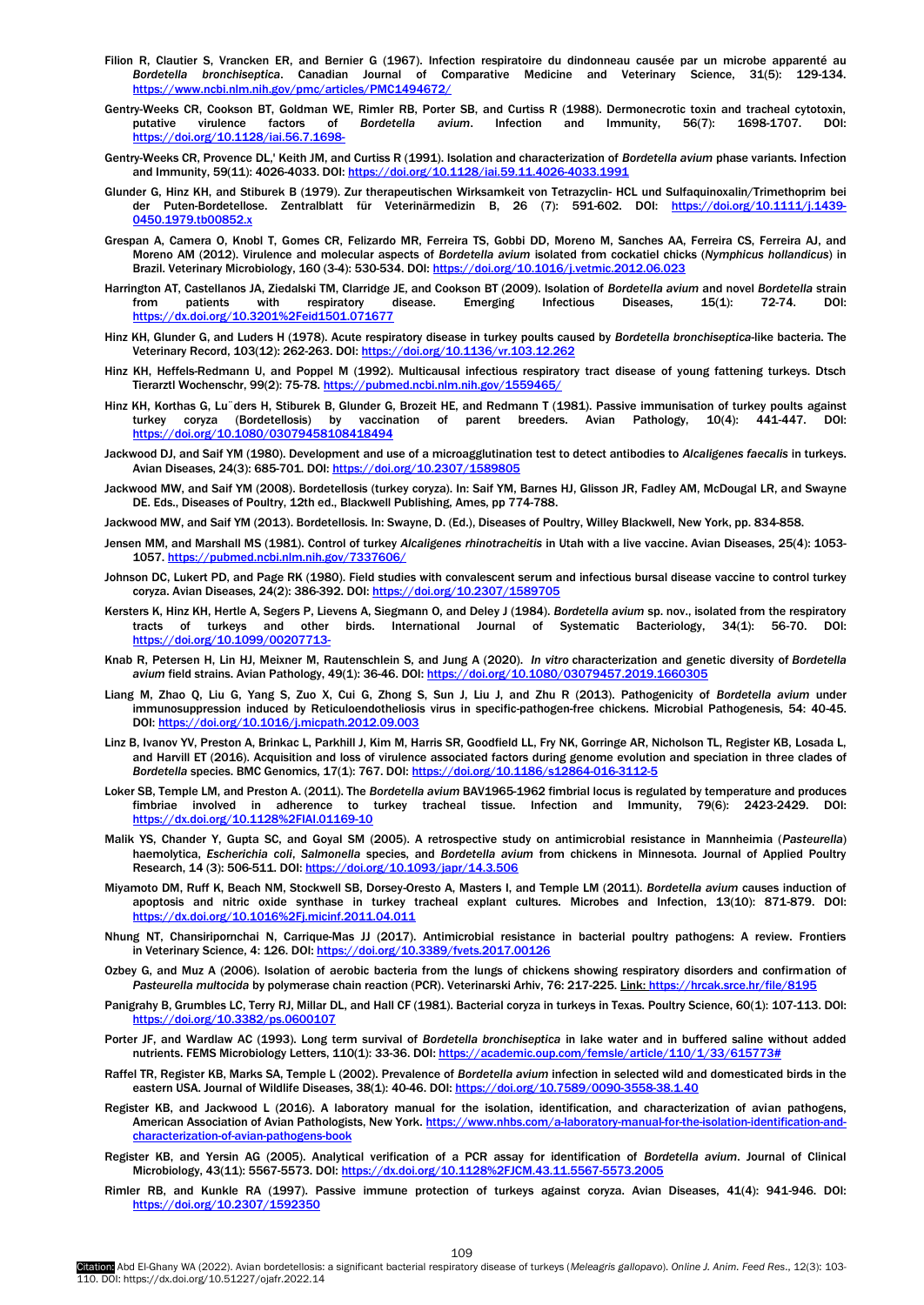Filion R, Clautier S, Vrancken ER, and Bernier G (1967). Infection respiratoire du dindonneau causée par un microbe apparenté au *Bordetella bronchiseptica*. Canadian Journal of Comparative Medicine and Veterinary Science, 31(5): 129-134. https://www.ncbi.nlm.nih.gov/pmc/articles/PMC1494672/

Gentry-Weeks CR, Cookson BT, Goldman WE, Rimler RB, Porter SB, and Curtiss R (1988). Dermonecrotic toxin and tracheal cytotoxin, putative virulence factors of *Bordetella avium*. Infection and Immunity, 56(7): 1698-1707. DOI: https://doi.org/10.1128/iai.56.7.1698-

Gentry-Weeks CR, Provence DL,' Keith JM, and Curtiss R (1991). Isolation and characterization of *Bordetella avium* phase variants. Infection and Immunity, 59(11): 4026-4033. DOI: https://doi.org/10.1128/iai.59.11.4026-4033.1991

Glunder G, Hinz KH, and Stiburek B (1979). Zur therapeutischen Wirksamkeit von Tetrazyclin- HCL und Sulfaquinoxalin/Trimethoprim bei der Puten-Bordetellose. Zentralblatt für Veterinärmedizin B, 26 (7): 591-602. DOI: https://doi.org/10.1111/j.1439-0450.1979.tb00852.x

Grespan A, Camera O, Knobl T, Gomes CR, Felizardo MR, Ferreira TS, Gobbi DD, Moreno M, Sanches AA, Ferreira CS, Ferreira AJ, and Moreno AM (2012). Virulence and molecular aspects of *Bordetella avium* isolated from cockatiel chicks (*Nymphicus hollandicus*) in Brazil. Veterinary Microbiology, 160 (3-4): 530-534. DOI: https://doi.org/10.1016/j.vetmic.2012.06.023

Harrington AT, Castellanos JA, Ziedalski TM, Clarridge JE, and Cookson BT (2009). Isolation of *Bordetella avium* and novel *Bordetella* strain from patients with respiratory disease. Emerging Infectious Diseases, 15(1): 72-74. DOI: https://dx.doi.org/10.3201%2Feid1501.071677

Hinz KH, Glunder G, and Luders H (1978). Acute respiratory disease in turkey poults caused by *Bordetella bronchiseptica*-like bacteria. The Veterinary Record, 103(12): 262-263. DOI: https://doi.org/10.1136/vr.103.12.262

Hinz KH, Heffels-Redmann U, and Poppel M (1992). Multicausal infectious respiratory tract disease of young fattening turkeys. Dtsch Tierarztl Wochenschr, 99(2): 75-78. https://pubmed.ncbi.nlm.nih.gov/1559465/

Hinz KH, Korthas G, Lu¨ders H, Stiburek B, Glunder G, Brozeit HE, and Redmann T (1981). Passive immunisation of turkey poults against turkey coryza (Bordetellosis) by vaccination of parent breeders. Avian Pathology, 10(4): 441-447. DOI: https://doi.org/10.1080/03079458108418494

Jackwood DJ, and Saif YM (1980). Development and use of a microagglutination test to detect antibodies to *Alcaligenes faecalis* in turkeys. Avian Diseases, 24(3): 685-701. DOI: https://doi.org/10.2307/1589805

Jackwood MW, and Saif YM (2008). Bordetellosis (turkey coryza). In: Saif YM, Barnes HJ, Glisson JR, Fadley AM, McDougal LR, and Swayne DE. Eds., Diseases of Poultry, 12th ed., Blackwell Publishing, Ames, pp 774-788.

Jackwood MW, and Saif YM (2013). Bordetellosis. In: Swayne, D. (Ed.), Diseases of Poultry, Willey Blackwell, New York, pp. 834-858.

Jensen MM, and Marshall MS (1981). Control of turkey *Alcaligenes rhinotracheitis* in Utah with a live vaccine. Avian Diseases, 25(4): 1053-1057. https://pubmed.ncbi.nlm.nih.gov/7337606/

Johnson DC, Lukert PD, and Page RK (1980). Field studies with convalescent serum and infectious bursal disease vaccine to control turkey coryza. Avian Diseases, 24(2): 386-392. DOI: https://doi.org/10.2307/1589705

Kersters K, Hinz KH, Hertle A, Segers P, Lievens A, Siegmann O, and Deley J (1984). *Bordetella avium* sp. nov., isolated from the respiratory tracts of turkeys and other birds. International Journal of Systematic Bacteriology, 34(1): 56-70. DOI: https://doi.org/10.1099/00207713-

Knab R, Petersen H, Lin HJ, Meixner M, Rautenschlein S, and Jung A (2020). *In vitro* characterization and genetic diversity of *Bordetella avium* field strains. Avian Pathology, 49(1): 36-46. DOI: https://doi.org/10.1080/03079457.2019.1660305

Liang M, Zhao Q, Liu G, Yang S, Zuo X, Cui G, Zhong S, Sun J, Liu J, and Zhu R (2013). Pathogenicity of *Bordetella avium* under immunosuppression induced by Reticuloendotheliosis virus in specific-pathogen-free chickens. Microbial Pathogenesis, 54: 40-45. DOI: https://doi.org/10.1016/j.micpath.2012.09.003

Linz B, Ivanov YV, Preston A, Brinkac L, Parkhill J, Kim M, Harris SR, Goodfield LL, Fry NK, Gorringe AR, Nicholson TL, Register KB, Losada L, and Harvill ET (2016). Acquisition and loss of virulence associated factors during genome evolution and speciation in three clades of *Bordetella* species. BMC Genomics, 17(1): 767. DOI: https://doi.org/10.1186/s12864-016-3112-5

Loker SB, Temple LM, and Preston A. (2011). The *Bordetella avium* BAV1965-1962 fimbrial locus is regulated by temperature and produces fimbriae involved in adherence to turkey tracheal tissue. Infection and Immunity, 79(6): 2423-2429. DOI: https://dx.doi.org/10.1128%2FIAI.01169-10

Malik YS, Chander Y, Gupta SC, and Goyal SM (2005). A retrospective study on antimicrobial resistance in Mannheimia (*Pasteurella*) haemolytica, *Escherichia coli, Salmonella* species, and *Bordetella avium* from chickens in Minnesota. Journal of Applied Poultry Research, 14 (3): 506-511. DOI: https://doi.org/10.1093/japr/14.3.506

Miyamoto DM, Ruff K, Beach NM, Stockwell SB, Dorsey-Oresto A, Masters I, and Temple LM (2011). *Bordetella avium* causes induction of apoptosis and nitric oxide synthase in turkey tracheal explant cultures. Microbes and Infection, 13(10): 871-879. DOI: https://dx.doi.org/10.1016%2Fj.micinf.2011.04.011

Nhung NT, Chansiripornchai N, Carrique-Mas JJ (2017). Antimicrobial resistance in bacterial poultry pathogens: A review. Frontiers in Veterinary Science, 4: 126. DOI: https://doi.org/10.3389/fvets.2017.00126

Ozbey G, and Muz A (2006). Isolation of aerobic bacteria from the lungs of chickens showing respiratory disorders and confirmation of *Pasteurella multocida* by polymerase chain reaction (PCR). Veterinarski Arhiv, 76: 217-225. Link: https://hrcak.srce.hr/file/8195

Panigrahy B, Grumbles LC, Terry RJ, Millar DL, and Hall CF (1981). Bacterial coryza in turkeys in Texas. Poultry Science, 60(1): 107-113. DOI: https://doi.org/10.3382/ps.0600107

Porter JF, and Wardlaw AC (1993). Long term survival of *Bordetella bronchiseptica* in lake water and in buffered saline without added nutrients. FEMS Microbiology Letters, 110(1): 33-36. DOI: https://academic.oup.com/femsle/article/110/1/33/615773#

Raffel TR, Register KB, Marks SA, Temple L (2002). Prevalence of *Bordetella avium* infection in selected wild and domesticated birds in the eastern USA. Journal of Wildlife Diseases, 38(1): 40-46. DOI: https://doi.org/10.7589/0090-3558-38.1.40

Register KB, and Jackwood L (2016). A laboratory manual for the isolation, identification, and characterization of avian pathogens, American Association of Avian Pathologists, New York. https://www.nhbs.com/a-laboratory-manual-for-the-isolation-identification-and-characterization-of-avian-pathogens-book

Register KB, and Yersin AG (2005). Analytical verification of a PCR assay for identification of *Bordetella avium*. Journal of Clinical Microbiology, 43(11): 5567-5573. DOI: https://dx.doi.org/10.1128%2FJCM.43.11.5567-5573.2005

Rimler RB, and Kunkle RA (1997). Passive immune protection of turkeys against coryza. Avian Diseases, 41(4): 941-946. DOI: https://doi.org/10.2307/1592350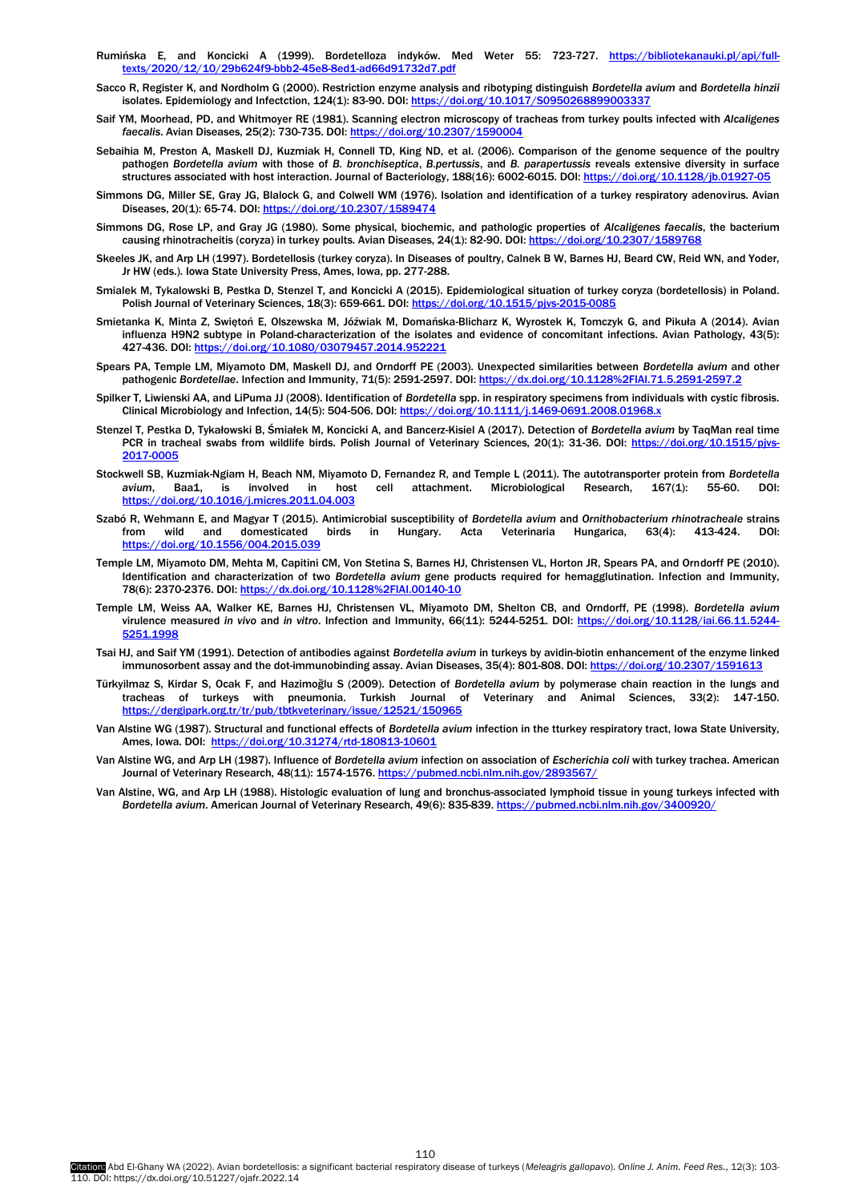Rumińska E, and Koncicki A (1999). Bordetelloza indyków. Med Weter 55: 723-727. https://bibliotekanauki.pl/api/full-texts/2020/12/10/29b624f9-bbb2-45e8-8ed1-ad66d91732d7.pdf

Sacco R, Register K, and Nordholm G (2000). Restriction enzyme analysis and ribotyping distinguish *Bordetella avium* and *Bordetella hinzii* isolates. Epidemiology and Infectction, 124(1): 83-90. DOI: https://doi.org/10.1017/S0950268899003337

Saif YM, Moorhead, PD, and Whitmoyer RE (1981). Scanning electron microscopy of tracheas from turkey poults infected with *Alcaligenes faecalis*. Avian Diseases, 25(2): 730-735. DOI: https://doi.org/10.2307/1590004

Sebaihia M, Preston A, Maskell DJ, Kuzmiak H, Connell TD, King ND, et al. (2006). Comparison of the genome sequence of the poultry pathogen *Bordetella avium* with those of *B. bronchiseptica*, *B.pertussis*, and *B. parapertussis* reveals extensive diversity in surface structures associated with host interaction. Journal of Bacteriology, 188(16): 6002-6015. DOI: https://doi.org/10.1128/jb.01927-05

Simmons DG, Miller SE, Gray JG, Blalock G, and Colwell WM (1976). Isolation and identification of a turkey respiratory adenovirus. Avian Diseases, 20(1): 65-74. DOI: https://doi.org/10.2307/1589474

Simmons DG, Rose LP, and Gray JG (1980). Some physical, biochemic, and pathologic properties of *Alcaligenes faecalis*, the bacterium causing rhinotracheitis (coryza) in turkey poults. Avian Diseases, 24(1): 82-90. DOI: https://doi.org/10.2307/1589768

Skeeles JK, and Arp LH (1997). Bordetellosis (turkey coryza). In Diseases of poultry, Calnek B W, Barnes HJ, Beard CW, Reid WN, and Yoder, Jr HW (eds.). Iowa State University Press, Ames, Iowa, pp. 277-288.

Smialek M, Tykalowski B, Pestka D, Stenzel T, and Koncicki A (2015). Epidemiological situation of turkey coryza (bordetellosis) in Poland. Polish Journal of Veterinary Sciences, 18(3): 659-661. DOI: https://doi.org/10.1515/pjvs-2015-0085

Smietanka K, Minta Z, Swiętoń E, Olszewska M, Jóźwiak M, Domańska-Blicharz K, Wyrostek K, Tomczyk G, and Pikuła A (2014). Avian influenza H9N2 subtype in Poland-characterization of the isolates and evidence of concomitant infections. Avian Pathology, 43(5): 427-436. DOI: https://doi.org/10.1080/03079457.2014.952221

Spears PA, Temple LM, Miyamoto DM, Maskell DJ, and Orndorff PE (2003). Unexpected similarities between *Bordetella avium* and other pathogenic *Bordetellae*. Infection and Immunity, 71(5): 2591-2597. DOI: https://dx.doi.org/10.1128%2FIAI.71.5.2591-2597.2

Spilker T, Liwienski AA, and LiPuma JJ (2008). Identification of *Bordetella* spp. in respiratory specimens from individuals with cystic fibrosis. Clinical Microbiology and Infection, 14(5): 504-506. DOI: https://doi.org/10.1111/j.1469-0691.2008.01968.x

Stenzel T, Pestka D, Tykałowski B, Śmiałek M, Koncicki A, and Bancerz-Kisiel A (2017). Detection of *Bordetella avium* by TaqMan real time PCR in tracheal swabs from wildlife birds. Polish Journal of Veterinary Sciences, 20(1): 31-36. DOI: https://doi.org/10.1515/pjvs-2017-0005

Stockwell SB, Kuzmiak-Ngiam H, Beach NM, Miyamoto D, Fernandez R, and Temple L (2011). The autotransporter protein from *Bordetella avium*, Baa1, is involved in host cell attachment. Microbiological Research, 167(1): 55-60. DOI: https://doi.org/10.1016/j.micres.2011.04.003

Szabó R, Wehmann E, and Magyar T (2015). Antimicrobial susceptibility of *Bordetella avium* and *Ornithobacterium rhinotracheale* strains from wild and domesticated birds in Hungary. Acta Veterinaria Hungarica, 63(4): 413-424. DOI: https://doi.org/10.1556/004.2015.039

Temple LM, Miyamoto DM, Mehta M, Capitini CM, Von Stetina S, Barnes HJ, Christensen VL, Horton JR, Spears PA, and Orndorff PE (2010). Identification and characterization of two *Bordetella avium* gene products required for hemagglutination. Infection and Immunity, 78(6): 2370-2376. DOI: https://dx.doi.org/10.1128%2FIAI.00140-10

Temple LM, Weiss AA, Walker KE, Barnes HJ, Christensen VL, Miyamoto DM, Shelton CB, and Orndorff, PE (1998). *Bordetella avium* virulence measured *in vivo* and *in vitro*. Infection and Immunity, 66(11): 5244-5251. DOI: https://doi.org/10.1128/iai.66.11.5244-5251.1998

Tsai HJ, and Saif YM (1991). Detection of antibodies against *Bordetella avium* in turkeys by avidin-biotin enhancement of the enzyme linked immunosorbent assay and the dot-immunobinding assay. Avian Diseases, 35(4): 801-808. DOI: https://doi.org/10.2307/1591613

Türkyilmaz S, Kirdar S, Ocak F, and Hazimoğlu S (2009). Detection of *Bordetella avium* by polymerase chain reaction in the lungs and tracheas of turkeys with pneumonia. Turkish Journal of Veterinary and Animal Sciences, 33(2): 147-150. https://dergipark.org.tr/tr/pub/tbtkveterinary/issue/12521/150965

Van Alstine WG (1987). Structural and functional effects of *Bordetella avium* infection in the tturkey respiratory tract, Iowa State University, Ames, Iowa. DOI: https://doi.org/10.31274/rtd-180813-10601

Van Alstine WG, and Arp LH (1987). Influence of *Bordetella avium* infection on association of *Escherichia coli* with turkey trachea. American Journal of Veterinary Research, 48(11): 1574-1576. https://pubmed.ncbi.nlm.nih.gov/2893567/

Van Alstine, WG, and Arp LH (1988). Histologic evaluation of lung and bronchus-associated lymphoid tissue in young turkeys infected with *Bordetella avium*. American Journal of Veterinary Research, 49(6): 835-839. https://pubmed.ncbi.nlm.nih.gov/3400920/